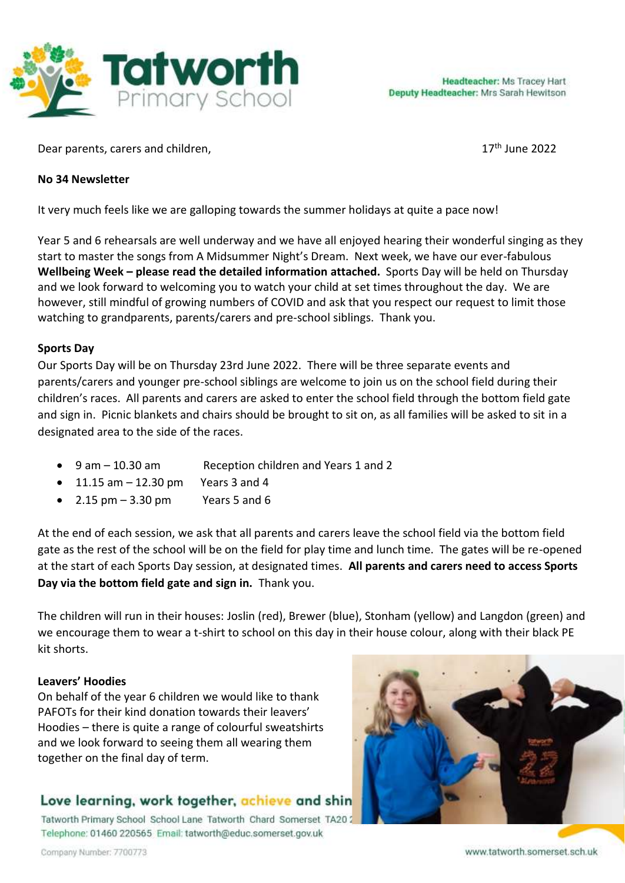**Headteacher:** Ms Tracey Hart
**Deputy Headteacher:** Mrs Sarah Hewitson

Dear parents, carers and children,

17th June 2022

**No 34 Newsletter**

It very much feels like we are galloping towards the summer holidays at quite a pace now!

Year 5 and 6 rehearsals are well underway and we have all enjoyed hearing their wonderful singing as they start to master the songs from A Midsummer Night's Dream. Next week, we have our ever-fabulous **Wellbeing Week – please read the detailed information attached.** Sports Day will be held on Thursday and we look forward to welcoming you to watch your child at set times throughout the day. We are however, still mindful of growing numbers of COVID and ask that you respect our request to limit those watching to grandparents, parents/carers and pre-school siblings. Thank you.

**Sports Day**

Our Sports Day will be on Thursday 23rd June 2022. There will be three separate events and parents/carers and younger pre-school siblings are welcome to join us on the school field during their children's races. All parents and carers are asked to enter the school field through the bottom field gate and sign in. Picnic blankets and chairs should be brought to sit on, as all families will be asked to sit in a designated area to the side of the races.

- 9 am – 10.30 am Reception children and Years 1 and 2
- 11.15 am – 12.30 pm Years 3 and 4
- 2.15 pm – 3.30 pm Years 5 and 6

At the end of each session, we ask that all parents and carers leave the school field via the bottom field gate as the rest of the school will be on the field for play time and lunch time. The gates will be re-opened at the start of each Sports Day session, at designated times. **All parents and carers need to access Sports Day via the bottom field gate and sign in.** Thank you.

The children will run in their houses: Joslin (red), Brewer (blue), Stonham (yellow) and Langdon (green) and we encourage them to wear a t-shirt to school on this day in their house colour, along with their black PE kit shorts.

**Leavers' Hoodies**

On behalf of the year 6 children we would like to thank PAFOTs for their kind donation towards their leavers' Hoodies – there is quite a range of colourful sweatshirts and we look forward to seeing them all wearing them together on the final day of term.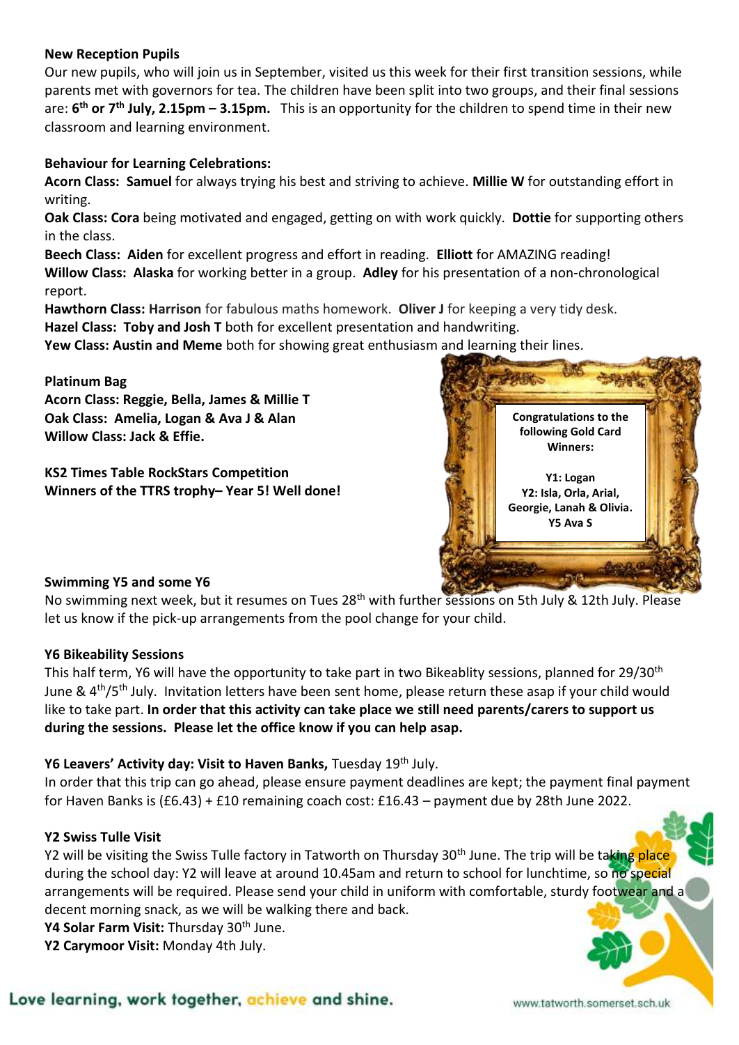**New Reception Pupils**

Our new pupils, who will join us in September, visited us this week for their first transition sessions, while parents met with governors for tea. The children have been split into two groups, and their final sessions are: **6th or 7th July, 2.15pm – 3.15pm.** This is an opportunity for the children to spend time in their new classroom and learning environment.

**Behaviour for Learning Celebrations:**

**Acorn Class: Samuel** for always trying his best and striving to achieve. **Millie W** for outstanding effort in writing.

**Oak Class: Cora** being motivated and engaged, getting on with work quickly. **Dottie** for supporting others in the class.

**Beech Class: Aiden** for excellent progress and effort in reading. **Elliott** for AMAZING reading!

**Willow Class: Alaska** for working better in a group. **Adley** for his presentation of a non-chronological report.

**Hawthorn Class: Harrison** for fabulous maths homework. **Oliver J** for keeping a very tidy desk.

**Hazel Class: Toby and Josh T** both for excellent presentation and handwriting.

**Yew Class: Austin and Meme** both for showing great enthusiasm and learning their lines.

**Platinum Bag**

**Acorn Class: Reggie, Bella, James & Millie T**
**Oak Class: Amelia, Logan & Ava J & Alan**
**Willow Class: Jack & Effie.**

**KS2 Times Table RockStars Competition**
**Winners of the TTRS trophy– Year 5! Well done!**

**Congratulations to the following Gold Card Winners:**

**Y1: Logan**
**Y2: Isla, Orla, Arial, Georgie, Lanah & Olivia.**
**Y5 Ava S**

**Swimming Y5 and some Y6**

No swimming next week, but it resumes on Tues 28th with further sessions on 5th July & 12th July. Please let us know if the pick-up arrangements from the pool change for your child.

**Y6 Bikeability Sessions**

This half term, Y6 will have the opportunity to take part in two Bikeablity sessions, planned for 29/30th June & 4th/5th July. Invitation letters have been sent home, please return these asap if your child would like to take part. **In order that this activity can take place we still need parents/carers to support us during the sessions. Please let the office know if you can help asap.**

**Y6 Leavers' Activity day: Visit to Haven Banks,** Tuesday 19th July.

In order that this trip can go ahead, please ensure payment deadlines are kept; the payment final payment for Haven Banks is (£6.43) + £10 remaining coach cost: £16.43 – payment due by 28th June 2022.

**Y2 Swiss Tulle Visit**

Y2 will be visiting the Swiss Tulle factory in Tatworth on Thursday 30th June. The trip will be taking place during the school day: Y2 will leave at around 10.45am and return to school for lunchtime, so no special arrangements will be required. Please send your child in uniform with comfortable, sturdy footwear and a decent morning snack, as we will be walking there and back.

**Y4 Solar Farm Visit:** Thursday 30th June.

**Y2 Carymoor Visit:** Monday 4th July.

Love learning, work together, achieve and shine.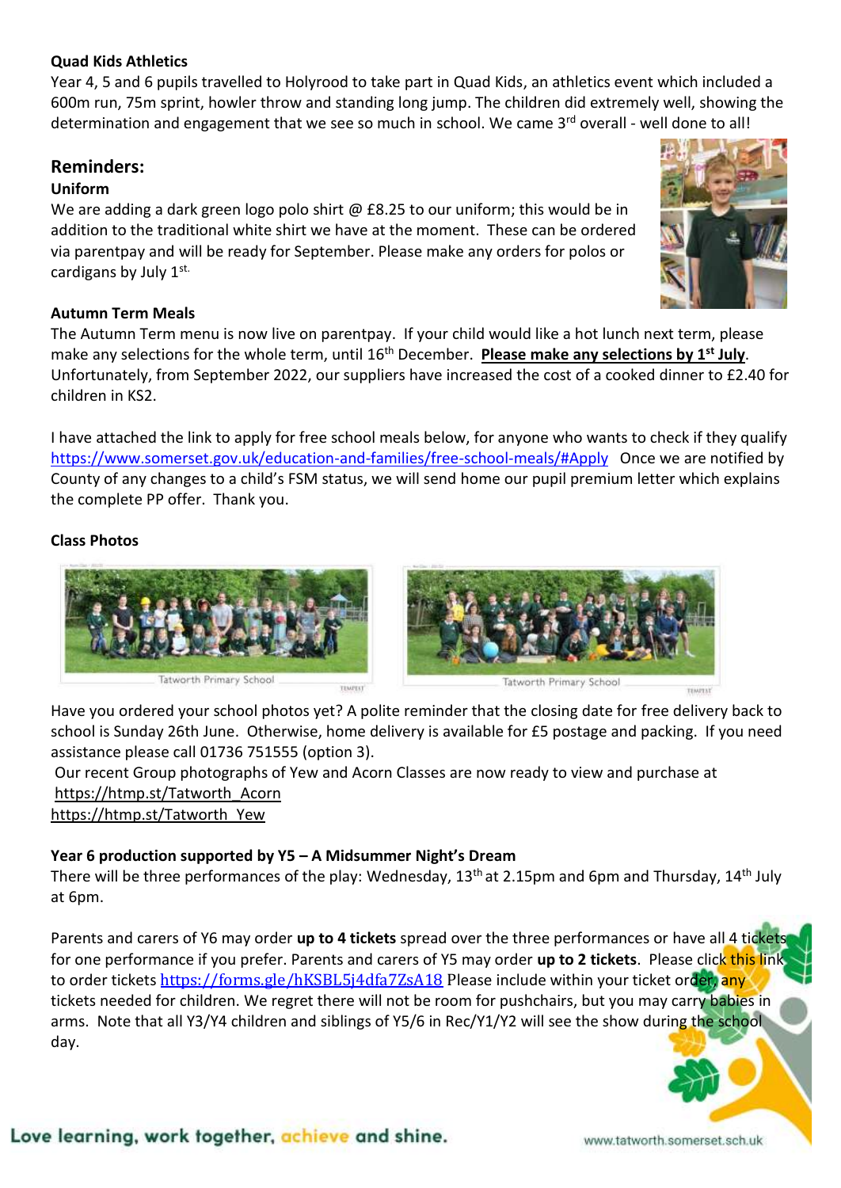**Quad Kids Athletics**

Year 4, 5 and 6 pupils travelled to Holyrood to take part in Quad Kids, an athletics event which included a 600m run, 75m sprint, howler throw and standing long jump. The children did extremely well, showing the determination and engagement that we see so much in school. We came 3rd overall - well done to all!

## Reminders:

**Uniform**

We are adding a dark green logo polo shirt @ £8.25 to our uniform; this would be in addition to the traditional white shirt we have at the moment. These can be ordered via parentpay and will be ready for September. Please make any orders for polos or cardigans by July 1st.

**Autumn Term Meals**

The Autumn Term menu is now live on parentpay. If your child would like a hot lunch next term, please make any selections for the whole term, until 16th December. **Please make any selections by 1st July**. Unfortunately, from September 2022, our suppliers have increased the cost of a cooked dinner to £2.40 for children in KS2.

I have attached the link to apply for free school meals below, for anyone who wants to check if they qualify https://www.somerset.gov.uk/education-and-families/free-school-meals/#Apply Once we are notified by County of any changes to a child's FSM status, we will send home our pupil premium letter which explains the complete PP offer. Thank you.

**Class Photos**

Tatworth Primary School

Tatworth Primary School

Have you ordered your school photos yet? A polite reminder that the closing date for free delivery back to school is Sunday 26th June. Otherwise, home delivery is available for £5 postage and packing. If you need assistance please call 01736 751555 (option 3).

Our recent Group photographs of Yew and Acorn Classes are now ready to view and purchase at
https://htmp.st/Tatworth_Acorn
https://htmp.st/Tatworth_Yew

**Year 6 production supported by Y5 – A Midsummer Night's Dream**

There will be three performances of the play: Wednesday, 13th at 2.15pm and 6pm and Thursday, 14th July at 6pm.

Parents and carers of Y6 may order **up to 4 tickets** spread over the three performances or have all 4 tickets for one performance if you prefer. Parents and carers of Y5 may order **up to 2 tickets**. Please click this link to order tickets https://forms.gle/hKSBL5j4dfa7ZsA18 Please include within your ticket order, any tickets needed for children. We regret there will not be room for pushchairs, but you may carry babies in arms. Note that all Y3/Y4 children and siblings of Y5/6 in Rec/Y1/Y2 will see the show during the school day.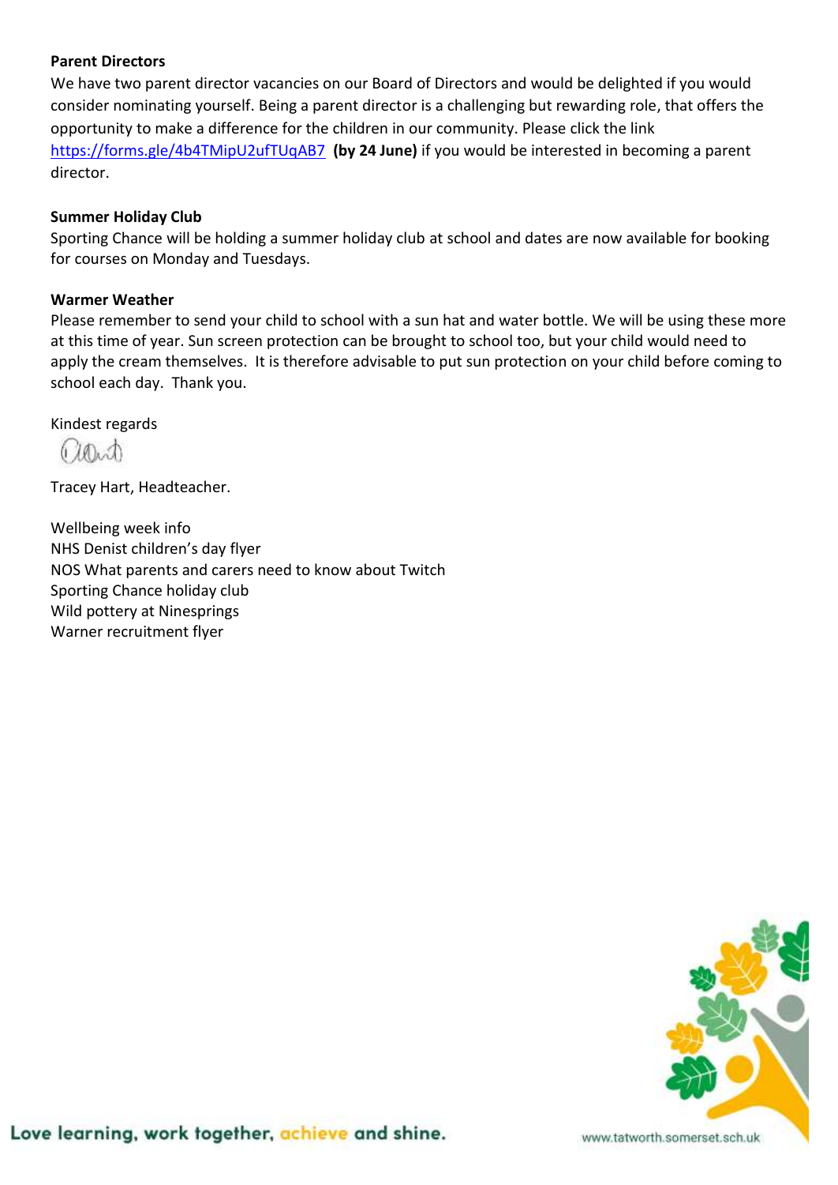**Parent Directors**

We have two parent director vacancies on our Board of Directors and would be delighted if you would consider nominating yourself. Being a parent director is a challenging but rewarding role, that offers the opportunity to make a difference for the children in our community. Please click the link https://forms.gle/4b4TMipU2ufTUqAB7 **(by 24 June)** if you would be interested in becoming a parent director.

**Summer Holiday Club**

Sporting Chance will be holding a summer holiday club at school and dates are now available for booking for courses on Monday and Tuesdays.

**Warmer Weather**

Please remember to send your child to school with a sun hat and water bottle. We will be using these more at this time of year. Sun screen protection can be brought to school too, but your child would need to apply the cream themselves. It is therefore advisable to put sun protection on your child before coming to school each day. Thank you.

Kindest regards

Tracey Hart, Headteacher.

Wellbeing week info
NHS Denist children's day flyer
NOS What parents and carers need to know about Twitch
Sporting Chance holiday club
Wild pottery at Ninesprings
Warner recruitment flyer

Love learning, work together, achieve and shine.

www.tatworth.somerset.sch.uk